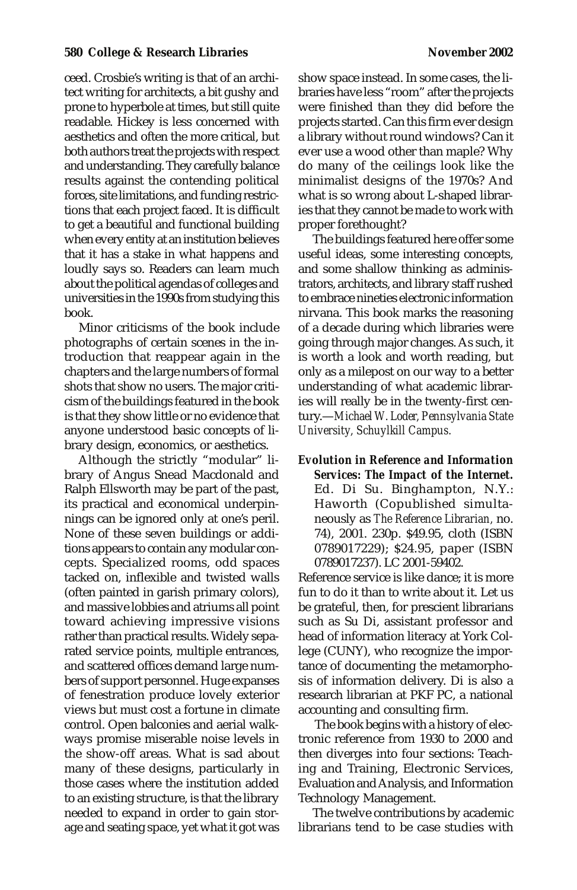ceed. Crosbie's writing is that of an architect writing for architects, a bit gushy and prone to hyperbole at times, but still quite readable. Hickey is less concerned with aesthetics and often the more critical, but both authors treat the projects with respect and understanding. They carefully balance results against the contending political forces, site limitations, and funding restrictions that each project faced. It is difficult to get a beautiful and functional building when every entity at an institution believes that it has a stake in what happens and loudly says so. Readers can learn much about the political agendas of colleges and universities in the 1990s from studying this book.

Minor criticisms of the book include photographs of certain scenes in the introduction that reappear again in the chapters and the large numbers of formal shots that show no users. The major criticism of the buildings featured in the book is that they show little or no evidence that anyone understood basic concepts of library design, economics, or aesthetics.

Although the strictly "modular" library of Angus Snead Macdonald and Ralph Ellsworth may be part of the past, its practical and economical underpinnings can be ignored only at one's peril. None of these seven buildings or additions appears to contain any modular concepts. Specialized rooms, odd spaces tacked on, inflexible and twisted walls (often painted in garish primary colors), and massive lobbies and atriums all point toward achieving impressive visions rather than practical results. Widely separated service points, multiple entrances, and scattered offices demand large numbers of support personnel. Huge expanses of fenestration produce lovely exterior views but must cost a fortune in climate control. Open balconies and aerial walkways promise miserable noise levels in the show-off areas. What is sad about many of these designs, particularly in those cases where the institution added to an existing structure, is that the library needed to expand in order to gain storage and seating space, yet what it got was show space instead. In some cases, the libraries have less "room" after the projects were finished than they did before the projects started. Can this firm ever design a library without round windows? Can it ever use a wood other than maple? Why do many of the ceilings look like the minimalist designs of the 1970s? And what is so wrong about L-shaped libraries that they cannot be made to work with proper forethought?

The buildings featured here offer some useful ideas, some interesting concepts, and some shallow thinking as administrators, architects, and library staff rushed to embrace nineties electronic information nirvana. This book marks the reasoning of a decade during which libraries were going through major changes. As such, it is worth a look and worth reading, but only as a milepost on our way to a better understanding of what academic libraries will really be in the twenty-first century.—*Michael W. Loder, Pennsylvania State University, Schuylkill Campus.*

***Evolution in Reference and Information Services: The Impact of the Internet.*** Ed. Di Su. Binghampton, N.Y.: Haworth (Copublished simultaneously as *The Reference Librarian*, no. 74), 2001. 230p. $49.95, cloth (ISBN 0789017229); $24.95, paper (ISBN 0789017237). LC 2001-59402.

Reference service is like dance; it is more fun to do it than to write about it. Let us be grateful, then, for prescient librarians such as Su Di, assistant professor and head of information literacy at York College (CUNY), who recognize the importance of documenting the metamorphosis of information delivery. Di is also a research librarian at PKF PC, a national accounting and consulting firm.

The book begins with a history of electronic reference from 1930 to 2000 and then diverges into four sections: Teaching and Training, Electronic Services, Evaluation and Analysis, and Information Technology Management.

The twelve contributions by academic librarians tend to be case studies with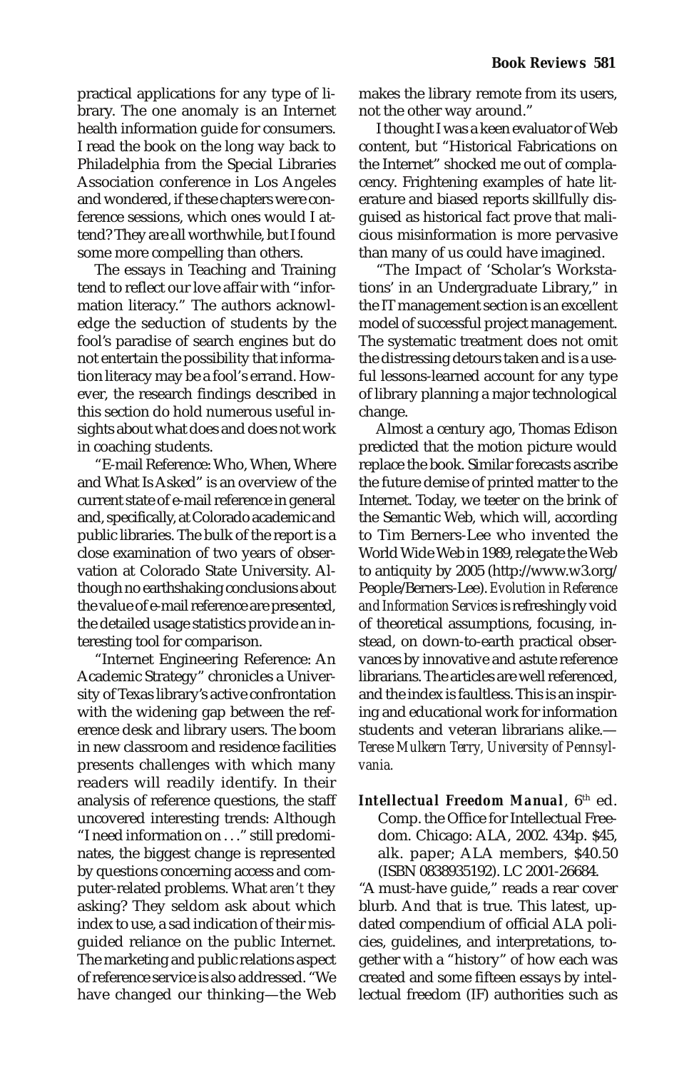practical applications for any type of library. The one anomaly is an Internet health information guide for consumers. I read the book on the long way back to Philadelphia from the Special Libraries Association conference in Los Angeles and wondered, if these chapters were conference sessions, which ones would I attend? They are all worthwhile, but I found some more compelling than others.

The essays in Teaching and Training tend to reflect our love affair with "information literacy." The authors acknowledge the seduction of students by the fool's paradise of search engines but do not entertain the possibility that information literacy may be a fool's errand. However, the research findings described in this section do hold numerous useful insights about what does and does not work in coaching students.

"E-mail Reference: Who, When, Where and What Is Asked" is an overview of the current state of e-mail reference in general and, specifically, at Colorado academic and public libraries. The bulk of the report is a close examination of two years of observation at Colorado State University. Although no earthshaking conclusions about the value of e-mail reference are presented, the detailed usage statistics provide an interesting tool for comparison.

"Internet Engineering Reference: An Academic Strategy" chronicles a University of Texas library's active confrontation with the widening gap between the reference desk and library users. The boom in new classroom and residence facilities presents challenges with which many readers will readily identify. In their analysis of reference questions, the staff uncovered interesting trends: Although "I need information on . . ." still predominates, the biggest change is represented by questions concerning access and computer-related problems. What *aren't* they asking? They seldom ask about which index to use, a sad indication of their misguided reliance on the public Internet. The marketing and public relations aspect of reference service is also addressed. "We have changed our thinking—the Web makes the library remote from its users, not the other way around."

I thought I was a keen evaluator of Web content, but "Historical Fabrications on the Internet" shocked me out of complacency. Frightening examples of hate literature and biased reports skillfully disguised as historical fact prove that malicious misinformation is more pervasive than many of us could have imagined.

"The Impact of 'Scholar's Workstations' in an Undergraduate Library," in the IT management section is an excellent model of successful project management. The systematic treatment does not omit the distressing detours taken and is a useful lessons-learned account for any type of library planning a major technological change.

Almost a century ago, Thomas Edison predicted that the motion picture would replace the book. Similar forecasts ascribe the future demise of printed matter to the Internet. Today, we teeter on the brink of the Semantic Web, which will, according to Tim Berners-Lee who invented the World Wide Web in 1989, relegate the Web to antiquity by 2005 (http://www.w3.org/People/Berners-Lee). *Evolution in Reference and Information Services* is refreshingly void of theoretical assumptions, focusing, instead, on down-to-earth practical observances by innovative and astute reference librarians. The articles are well referenced, and the index is faultless. This is an inspiring and educational work for information students and veteran librarians alike.—*Terese Mulkern Terry, University of Pennsylvania.*

**Intellectual Freedom Manual**, 6th ed. Comp. the Office for Intellectual Freedom. Chicago: ALA, 2002. 434p. $45, alk. paper; ALA members, $40.50 (ISBN 0838935192). LC 2001-26684.

"A must-have guide," reads a rear cover blurb. And that is true. This latest, updated compendium of official ALA policies, guidelines, and interpretations, together with a "history" of how each was created and some fifteen essays by intellectual freedom (IF) authorities such as